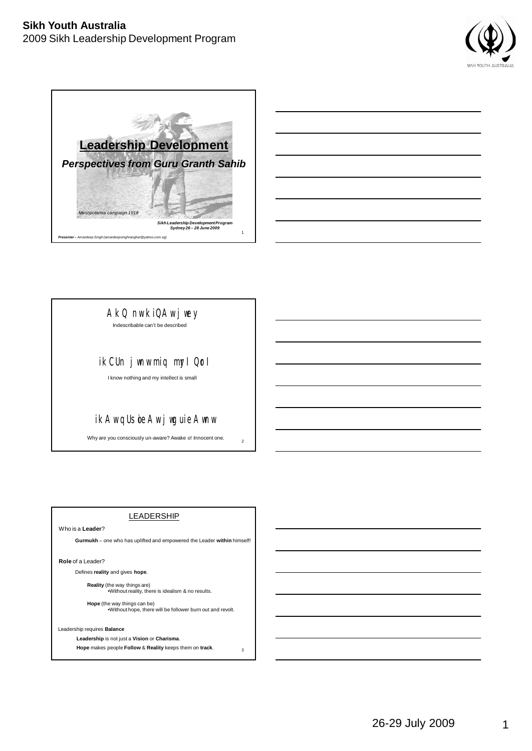**Sikh Youth Australia**
2009 Sikh Leadership Development Program

# Leadership Development

***Perspectives from Guru Granth Sahib***

*Mesopotamia campaign 1918*

***Sikh Leadership Development Program***
***Sydney 26 – 28 June 2009***

***Presenter** – Amardeep Singh (amardeepsinghrangharl@yahoo.com.sg)*

---

AkQ nw kiQAw jwey

Indescribable can't be described

ik CUn jwnw miq myrI QorI

I know nothing and my intellect is small

ikAw qUsoieAw jwg iewinAw

Why are you consciously un-aware? Awake o! Innocent one.

---

## LEADERSHIP

Who is a **Leader**?

**Gurmukh** – one who has uplifted and empowered the Leader **within** himself!

**Role** of a Leader?

Defines **reality** and gives **hope**.

**Reality** (the way things are)
- Without reality, there is idealism & no results.

**Hope** (the way things can be)
- Without hope, there will be follower burn out and revolt.

Leadership requires **Balance**

**Leadership** is not just a **Vision** or **Charisma**.

**Hope** makes people **Follow** & **Reality** keeps them on **track**.

26-29 July 2009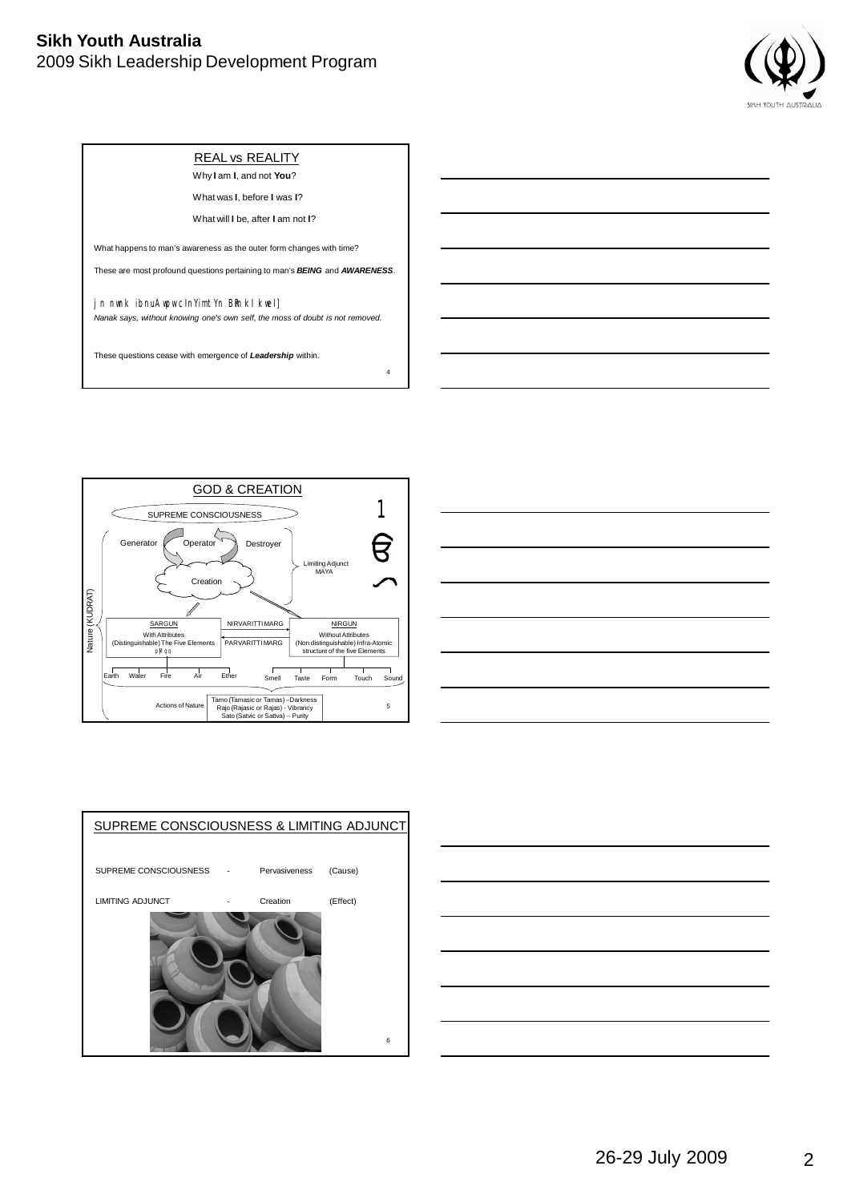## REAL vs REALITY

Why **I** am **I**, and not **You**?

What was **I**, before **I** was **I**?

What will **I** be, after **I** am not **I**?

What happens to man's awareness as the outer form changes with time?

These are most profound questions pertaining to man's ***BEING*** and ***AWARENESS***.

jn nwnk ibnuAwpw cInYimtYn BRm kI kweI]

*Nanak says, without knowing one's own self, the moss of doubt is not removed.*

These questions cease with emergence of ***Leadership*** within.

## GOD & CREATION

SUPREME CONSCIOUSNESS

Generator — Operator — Destroyer

Creation

Limiting Adjunct MAYA

Nature (KUDRAT)

**SARGUN** – With Attributes (Distinguishable) The Five Elements

NIRVARITTI MARG / PARVARITTI MARG

**NIRGUN** – Without Attributes (Non distinguishable) Infra-Atomic structure of the five Elements

Earth, Water, Fire, Air, Ether

Smell, Taste, Form, Touch, Sound

Actions of Nature:
- Tamo (Tamasic or Tamas) – Darkness
- Rajo (Rajasic or Rajas) - Vibrancy
- Sato (Satvic or Sattva) – Purity

## SUPREME CONSCIOUSNESS & LIMITING ADJUNCT

| | | | |
|---|---|---|---|
| SUPREME CONSCIOUSNESS | - | Pervasiveness | (Cause) |
| LIMITING ADJUNCT | - | Creation | (Effect) |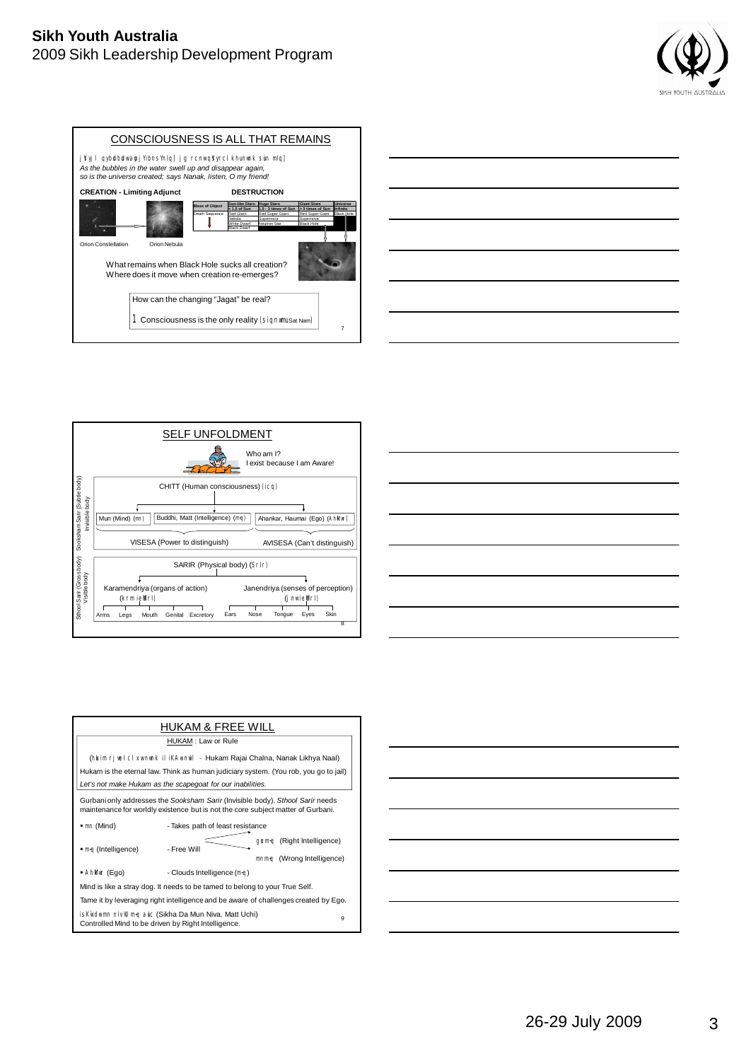## CONSCIOUSNESS IS ALL THAT REMAINS

jYsy jl qy bd bd aupj ibns hY nIq ] jg rcnw qYsy rcI khu nwnk suin mIq ]

*As the bubbles in the water swell up and disappear again,*
*so is the universe created; says Nanak, listen, O my friend!*

**CREATION - Limiting Adjunct**

Orion Constellation

Orion Nebula

**DESTRUCTION**

| Mass of Object | Sun-like Stars < 1.5 of Sun | Huge Stars 1.5 - 3 times of Sun | Giant Stars > 3 times of Sun | Universe Infinite |
|---|---|---|---|---|
| Death Sequence | Red Giant | Red Super Giant | Red Super Giant | Black Hole |
| | Nebula | Supernova | Supernova | |
| | White Dwarf | Neutron Star | Black Hole | |
| | Black Dwarf | | | |

What remains when Black Hole sucks all creation?
Where does it move when creation re-emerges?

How can the changing "Jagat" be real?

1 Consciousness is the only reality (siq nwmu Sat Nam)

## SELF UNFOLDMENT

Who am I?
I exist because I am Aware!

Sookshum Sarir (Subtle body) Invisible body

CHITT (Human consciousness) (icq)

- Mun (Mind) (mn)
- Buddhi, Matt (Intelligence) (mq)
- Ahankar, Haumai (Ego) (AhMkwr)

VISESA (Power to distinguish) — AVISESA (Can't distinguish)

Sthool Sarir (Gross body) Visible body

SARIR (Physical body) (SrIr)

- Karamendriya (organs of action) (krmieMdRI)
  - Arms, Legs, Mouth, Genital, Excretory
- Janendriya (senses of perception) (jnwieMdRI)
  - Ears, Nose, Tongue, Eyes, Skin

## HUKAM & FREE WILL

HUKAM : Law or Rule

(hukim rjweI clxw nwnk iliKAw nwil - Hukam Rajai Chalna, Nanak Likhya Naal)

Hukam is the eternal law. Think as human judiciary system. (You rob, you go to jail)

*Let's not make Hukam as the scapegoat for our inabilities.*

Gurbani only addresses the *Sooksham Sarir* (Invisible body). *Sthool Sarir* needs maintenance for worldly existence but is not the core subject matter of Gurbani.

- mn (Mind) - Takes path of least resistance
- mq (Intelligence) - Free Will
  - gurmq (Right Intelligence)
  - mnmq (Wrong Intelligence)
- AhMkwr (Ego) - Clouds Intelligence (mq)

Mind is like a stray dog. It needs to be tamed to belong to your True Self.

Tame it by leveraging right intelligence and be aware of challenges created by Ego.

isKw dw mn nIvW mq auc (Sikha Da Mun Niva, Matt Uchi)
Controlled Mind to be driven by Right Intelligence.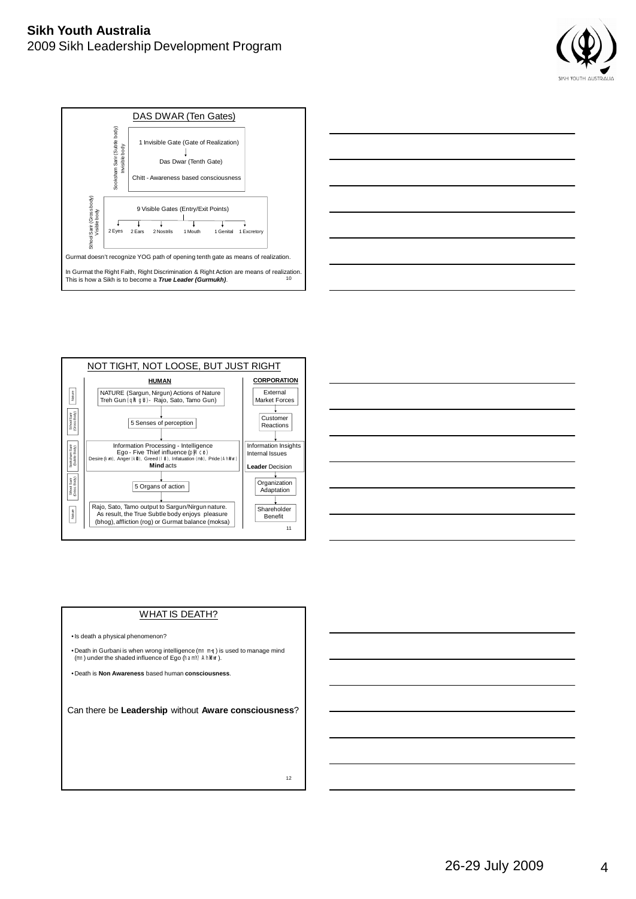## DAS DWAR (Ten Gates)

**Sooksham Sarir (Subtle body) – Invisible body**

- 1 Invisible Gate (Gate of Realization)
- Das Dwar (Tenth Gate)
- Chitt - Awareness based consciousness

**Sthool Sarir (Gross body) – Visible body**

9 Visible Gates (Entry/Exit Points):

- 2 Eyes
- 2 Ears
- 2 Nostrils
- 1 Mouth
- 1 Genital
- 1 Excretory

Gurmat doesn't recognize YOG path of opening tenth gate as means of realization.

In Gurmat the Right Faith, Right Discrimination & Right Action are means of realization. This is how a Sikh is to become a ***True Leader (Gurmukh)***.

## NOT TIGHT, NOT LOOSE, BUT JUST RIGHT

| | **HUMAN** | **CORPORATION** |
|---|---|---|
| Nature | NATURE (Sargun, Nirgun) Actions of Nature Treh Gun (qRY gux) - Rajo, Sato, Tamo Gun) | External Market Forces |
| Sthool Sarir (Gross body) | 5 Senses of perception | Customer Reactions |
| Sooksham Sarir (Subtle body) | Information Processing - Intelligence Ego - Five Thief influence (pMc cor) Desire (kwm), Anger (k®oD), Greed (loB), Infatuation (moh), Pride (AhMkwr) **Mind** acts | Information Insights Internal Issues **Leader** Decision |
| Sthool Sarir (Gross body) | 5 Organs of action | Organization Adaptation |
| Nature | Rajo, Sato, Tamo output to Sargun/Nirgun nature. As result, the True Subtle body enjoys pleasure (bhog), affliction (rog) or Gurmat balance (moksa) | Shareholder Benefit |

## WHAT IS DEATH?

- Is death a physical phenomenon?
- Death in Gurbani is when wrong intelligence (mn mq) is used to manage mind (mn) under the shaded influence of Ego (haumY/ AhMkwr).
- Death is **Non Awareness** based human **consciousness**.

Can there be **Leadership** without **Aware consciousness**?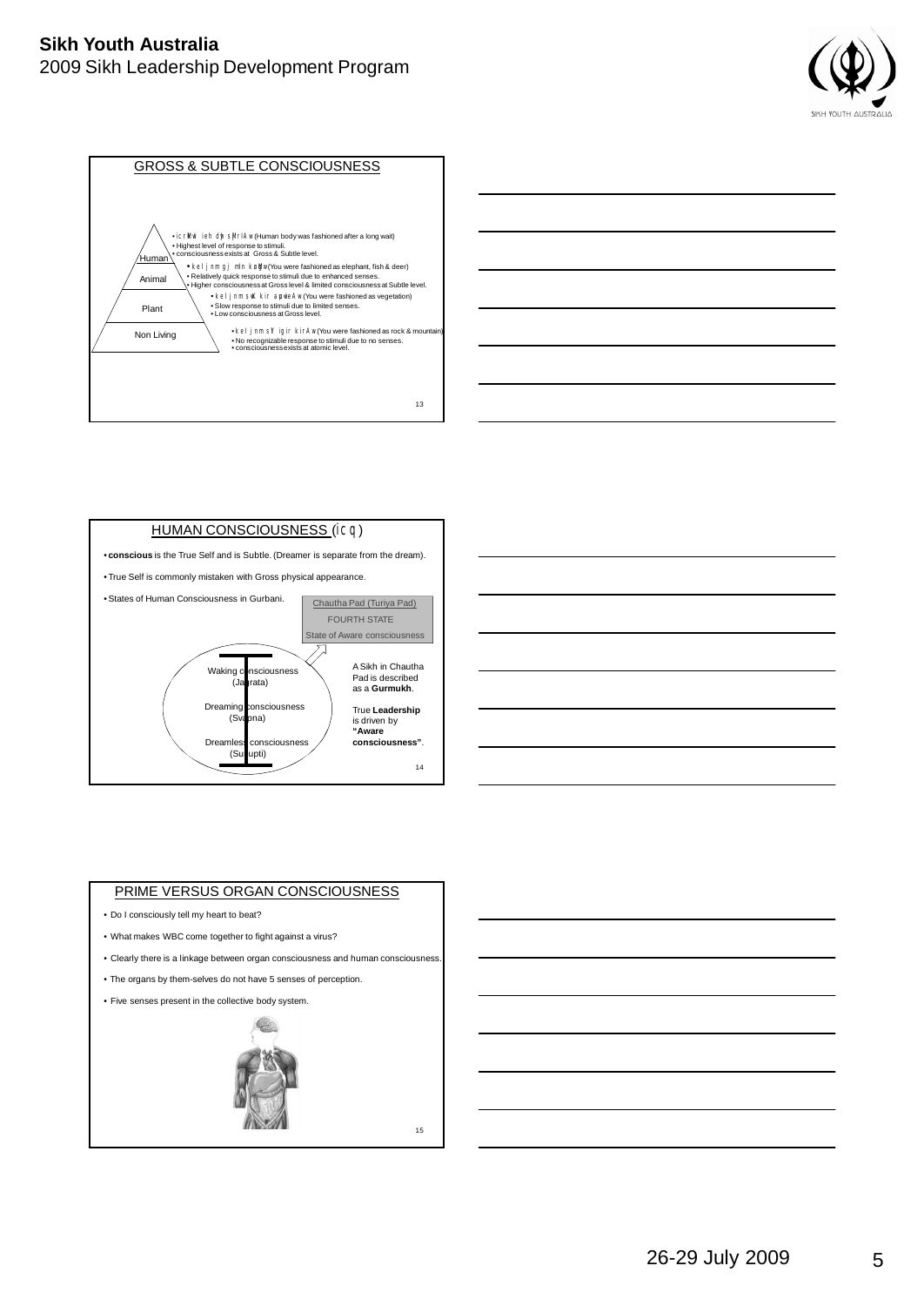## GROSS & SUBTLE CONSCIOUSNESS

- Human
  - ਚਿਰੰਕਾਲ ਇਹ ਦੇਹ ਸੰਜਰੀਆ (Human body was fashioned after a long wait)
  - Highest level of response to stimuli.
  - consciousness exists at Gross & Subtle level.
- Animal
  - ਕਈ ਜਨਮ ਗੈ ਮੀਨ ਕੁਰੰਗਾ (You were fashioned as elephant, fish & deer)
  - Relatively quick response to stimuli due to enhanced senses.
  - Higher consciousness at Gross level & limited consciousness at Subtle level.
- Plant
  - ਕਈ ਜਨਮ ਸਾਖ ਕਰਿ ਉਪਾਇਆ (You were fashioned as vegetation)
  - Slow response to stimuli due to limited senses.
  - Low consciousness at Gross level.
- Non Living
  - ਕਈ ਜਨਮ ਸੈਲ ਗਿਰਿ ਕਰਿਆ (You were fashioned as rock & mountain)
  - No recognizable response to stimuli due to no senses.
  - consciousness exists at atomic level.

13

## HUMAN CONSCIOUSNESS (ਚਿਤ)

- **conscious** is the True Self and is Subtle. (Dreamer is separate from the dream).
- True Self is commonly mistaken with Gross physical appearance.
- States of Human Consciousness in Gurbani.

Chautha Pad (Turiya Pad)
FOURTH STATE
State of Aware consciousness

Waking consciousness (Jagrata)

Dreaming consciousness (Svapna)

Dreamless consciousness (Susupti)

A Sikh in Chautha Pad is described as a **Gurmukh**.

True **Leadership** is driven by **"Aware consciousness"**.

14

## PRIME VERSUS ORGAN CONSCIOUSNESS

- Do I consciously tell my heart to beat?
- What makes WBC come together to fight against a virus?
- Clearly there is a linkage between organ consciousness and human consciousness.
- The organs by them-selves do not have 5 senses of perception.
- Five senses present in the collective body system.

15

26-29 July 2009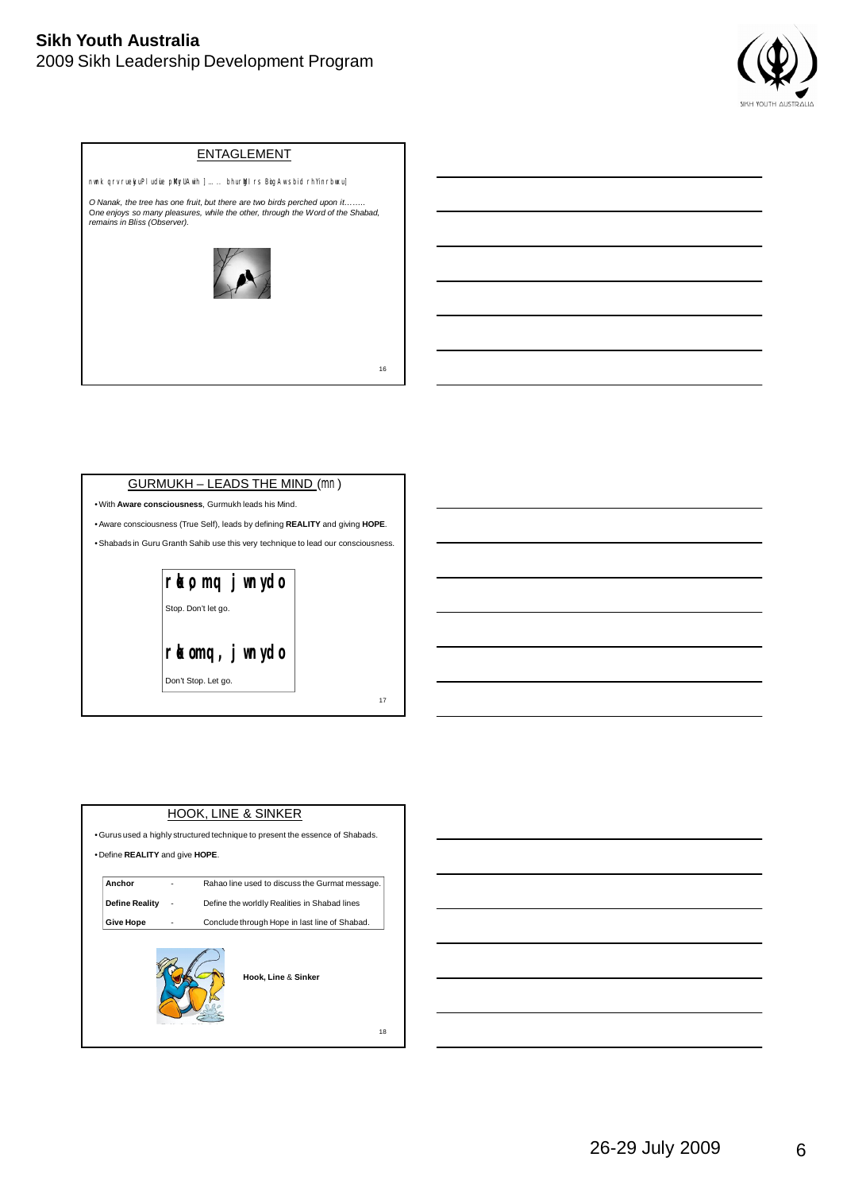## ENTAGLEMENT

nwnk qrvru eyku Plu duie pMKyrU Awih ]…… bhuqu Bogx Bog Aws bid rhYinrbwxu]

*O Nanak, the tree has one fruit, but there are two birds perched upon it……. One enjoys so many pleasures, while the other, through the Word of the Shabad, remains in Bliss (Observer).*

## GURMUKH – LEADS THE MIND (mn)

- With **Aware consciousness**, Gurmukh leads his Mind.
- Aware consciousness (True Self), leads by defining **REALITY** and giving **HOPE**.
- Shabads in Guru Granth Sahib use this very technique to lead our consciousness.

**rko mq jwn ydo**

Stop. Don't let go.

**rko mq, jwn ydo**

Don't Stop. Let go.

## HOOK, LINE & SINKER

- Gurus used a highly structured technique to present the essence of Shabads.
- Define **REALITY** and give **HOPE**.

| | | |
|---|---|---|
| **Anchor** | - | Rahao line used to discuss the Gurmat message. |
| **Define Reality** | - | Define the worldly Realities in Shabad lines |
| **Give Hope** | - | Conclude through Hope in last line of Shabad. |

**Hook, Line** & **Sinker**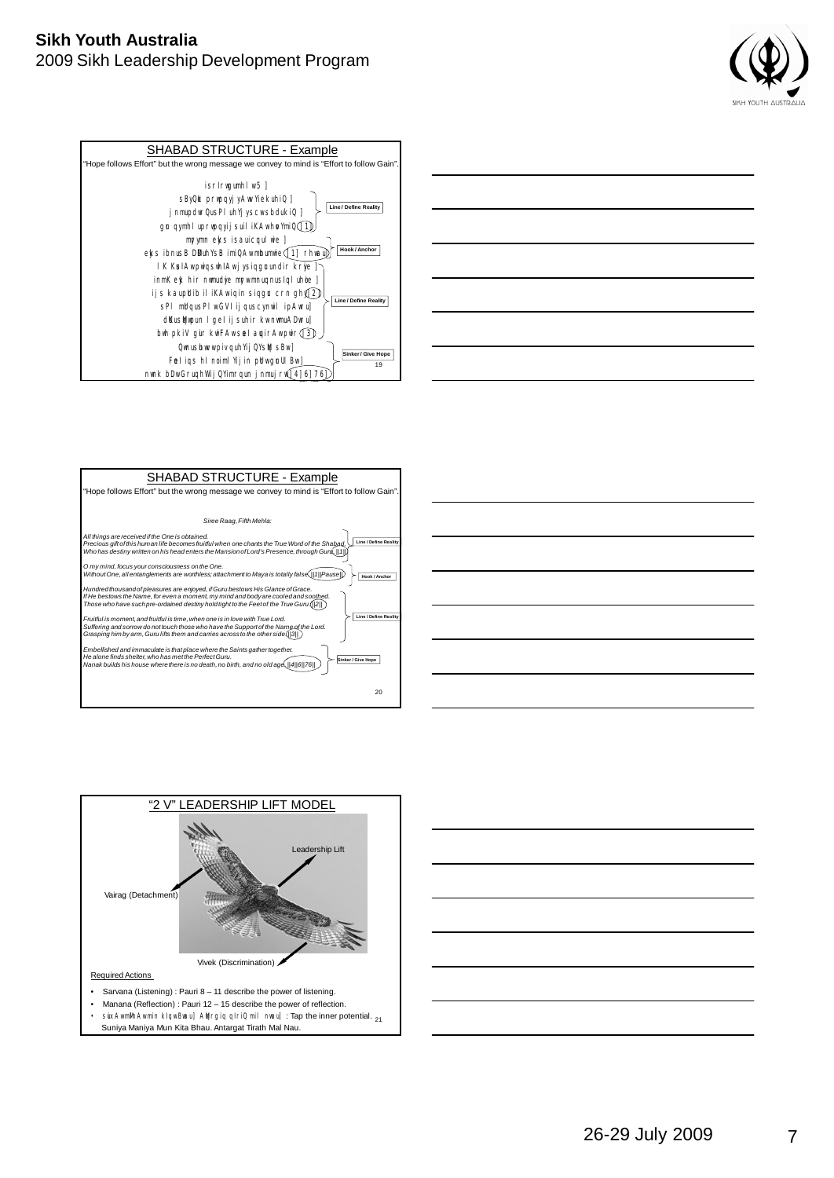## SHABAD STRUCTURE - Example

"Hope follows Effort" but the wrong message we convey to mind is "Effort to follow Gain".

isrIrwgumhlw5 ]
sByQok prwpiq jy AwvY eyku hiQ ]
jnmu pdwrQu sPlu hY jy scw sbdu kiQ ] — **Line / Define Reality**
gur qy mhlu prwpqy ijsu ilKAw hovY miQ ]1]
mn myry eyks isau icqu lwie ]
eyks ibnu sB DMDu hY sB imiQAw mohu mwie ]1] rhwau ] — **Hook / Anchor**
lK KuslIAw pwiqswhIAw jy siqguru ndir kryie ]
inmK eyk hir nwmu dyie myrw mnu qnu sIqlu hoie ]
ijs kau pUrib iliKAw iqin siqgur crn ghy ]2] — **Line / Define Reality**
sPl mUrqu sPlw GVI ijqu scy nwil ipAwru ]
dUKu sMqwpu n lgeI ijsu hir kw nwmu ADwru ]
bwh pkiV guir kwiFAw soeI auqirAw pwir ]3]
Qwnu suhwvw pivqu hY ijQY sMq sBw ]
FoeI iqs hI noim lY ijin pUrw guru lBw ] — **Sinker / Give Hope**
nwnk bDw Gru qhW ijQY imrqu n jnmu jrw ]4]6]76]

## SHABAD STRUCTURE - Example

"Hope follows Effort" but the wrong message we convey to mind is "Effort to follow Gain".

*Siree Raag, Fifth Mehla:*

*All things are received if the One is obtained.*
*Precious gift of this human life becomes fruitful when one chants the True Word of the Shabad.*
*Who has destiny written on his head enters the Mansion of Lord's Presence, through Guru.||1||* — **Line / Define Reality**

*O my mind, focus your consciousness on the One.*
*Without One, all entanglements are worthless; attachment to Maya is totally false.||1||Pause||* — **Hook / Anchor**

*Hundred thousand of pleasures are enjoyed, if Guru bestows His Glance of Grace.*
*If He bestows the Name, for even a moment, my mind and body are cooled and soothed.*
*Those who have such pre-ordained destiny hold tight to the Feet of the True Guru.||2||*

*Fruitful is moment, and fruitful is time, when one is in love with True Lord.*
*Suffering and sorrow do not touch those who have the Support of the Name of the Lord.*
*Grasping him by arm, Guru lifts them and carries across to the other side.||3||* — **Line / Define Reality**

*Embellished and immaculate is that place where the Saints gather together.*
*He alone finds shelter, who has met the Perfect Guru.*
*Nanak builds his house where there is no death, no birth, and no old age.||4||6||76||* — **Sinker / Give Hope**

## "2 V" LEADERSHIP LIFT MODEL

Leadership Lift

Vairag (Detachment)

Vivek (Discrimination)

Required Actions

- Sarvana (Listening) : Pauri 8 – 11 describe the power of listening.
- Manana (Reflection) : Pauri 12 – 15 describe the power of reflection.
- suixAw mMinAw min kIqw Bwau ] AMqrgiq qIriQ mil nwau ] : Tap the inner potential.
  Suniya Maniya Mun Kita Bhau. Antargat Tirath Mal Nau.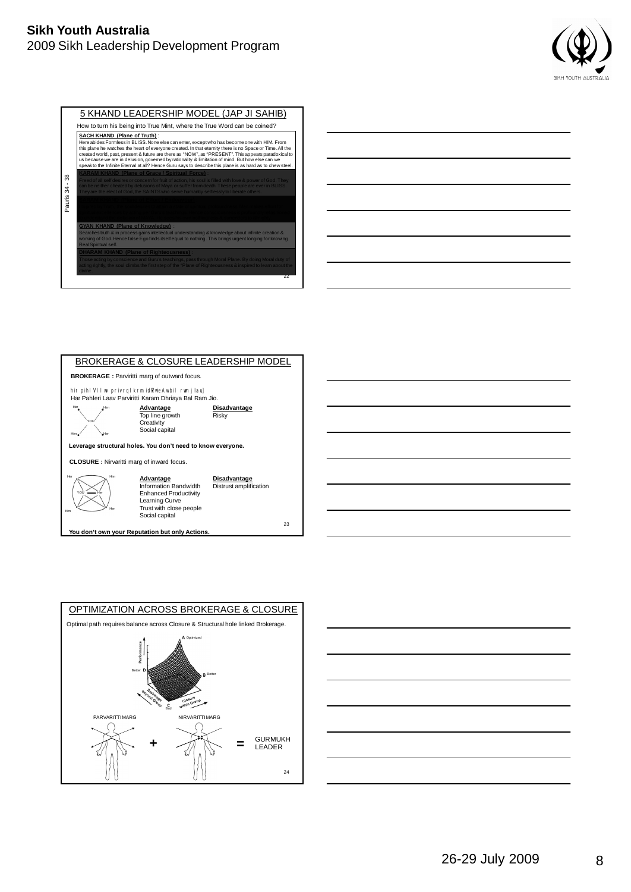## 5 KHAND LEADERSHIP MODEL (JAP JI SAHIB)

How to turn his being into True Mint, where the True Word can be coined?

Pauris 34 - 38

**SACH KHAND (Plane of Truth)** :
Here abides Formless in BLISS. None else can enter, except who has become one with HIM. From this plane he watches the heart of everyone created. In that eternity there is no Space or Time. All the created world, past, present & future are there as "NOW", as "PRESENT". This appears paradoxical to us because we are in delusion, governed by rationality & limitation of mind. But how else can we speak to the Infinite Eternal at all? Hence Guru says to describe this plane is as hard as to chew steel.

**KARAM KHAND (Plane of Grace / Spiritual Force)** :
Freed of all self desires or concern for fruit of action, his soul is filled with love & power of God. They can be neither cheated by delusions of Maya or suffer from death. These people are ever in BLISS. They are the elect of God, the SAINTS who serve humanity selflessly to liberate others.

**GYAN KHAND (Plane of Knowledge)** :
Searches truth & in process gains intellectual understanding & knowledge about infinite creation & working of God. Hence false Ego finds itself equal to nothing. This brings urgent longing for knowing Real Spiritual self.

**DHARAM KHAND (Plane of Righteousness)** :
Those acting by conscience and Guru's teachings, pass through Moral Plane. By doing Moral duty of acting rightly, the soul climbs the first step of the "Plane of Righteousness & inspired to learn about the divine.

## BROKERAGE & CLOSURE LEADERSHIP MODEL

**BROKERAGE :** Parviritti marg of outward focus.

hir pihlI lW privrqI krm idRVwieAw bil rwm jIau]

Har Pahleri Laav Parviritti Karam Dhriaya Bal Ram Jio.

| Advantage | Disadvantage |
|---|---|
| Top line growth | Risky |
| Creativity | |
| Social capital | |

**Leverage structural holes. You don't need to know everyone.**

**CLOSURE :** Nirvaritti marg of inward focus.

| Advantage | Disadvantage |
|---|---|
| Information Bandwidth | Distrust amplification |
| Enhanced Productivity | |
| Learning Curve | |
| Trust with close people | |
| Social capital | |

**You don't own your Reputation but only Actions.**

## OPTIMIZATION ACROSS BROKERAGE & CLOSURE

Optimal path requires balance across Closure & Structural hole linked Brokerage.

PARVARITTI MARG + NIRVARITTI MARG = GURMUKH LEADER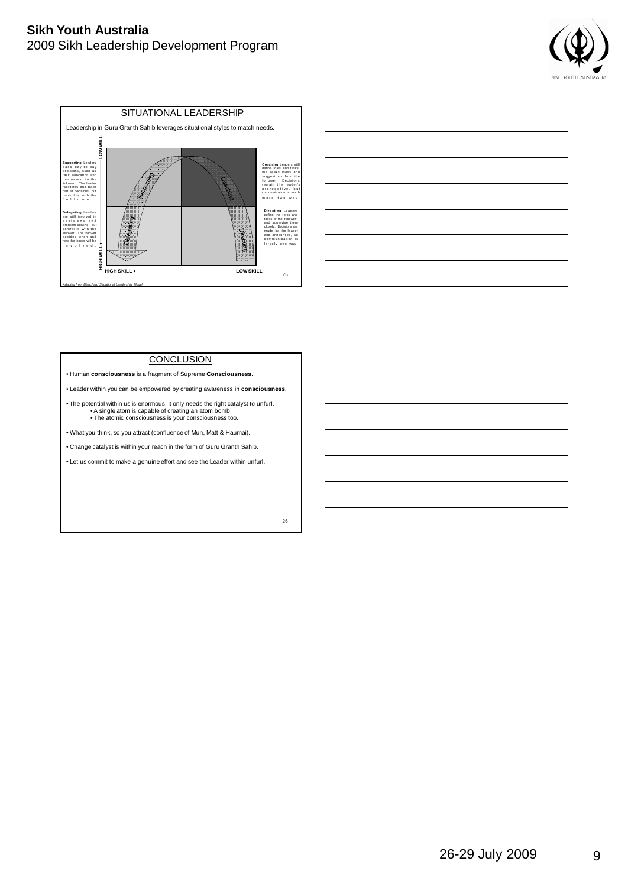## SITUATIONAL LEADERSHIP

Leadership in Guru Granth Sahib leverages situational styles to match needs.

LOW WILL

HIGH WILL

HIGH SKILL

LOW SKILL

Supporting

Coaching

Delegating

Directing

**Supporting** Leaders pass day-to-day decisions, such as task allocation and processes, to the follower. The leader facilitates and takes part in decisions, but control is with the follower.

**Delegating** Leaders are still involved in decisions and problem-solving, but control is with the follower. The follower decides when and how the leader will be involved.

**Coaching** Leaders still define roles and tasks, but seeks ideas and suggestions from the follower. Decisions remain the leader's prerogative, but communication is much more two-way.

**Directing** Leaders define the roles and tasks of the 'follower', and supervise them closely. Decisions are made by the leader and announced, so communication is largely one-way.

*Adapted from Blanchard Situational Leadership Model*

## CONCLUSION

- Human **consciousness** is a fragment of Supreme **Consciousness**.
- Leader within you can be empowered by creating awareness in **consciousness**.
- The potential within us is enormous, it only needs the right catalyst to unfurl.
  - A single atom is capable of creating an atom bomb.
  - The atomic consciousness is your consciousness too.
- What you think, so you attract (confluence of Mun, Matt & Haumai).
- Change catalyst is within your reach in the form of Guru Granth Sahib.
- Let us commit to make a genuine effort and see the Leader within unfurl.